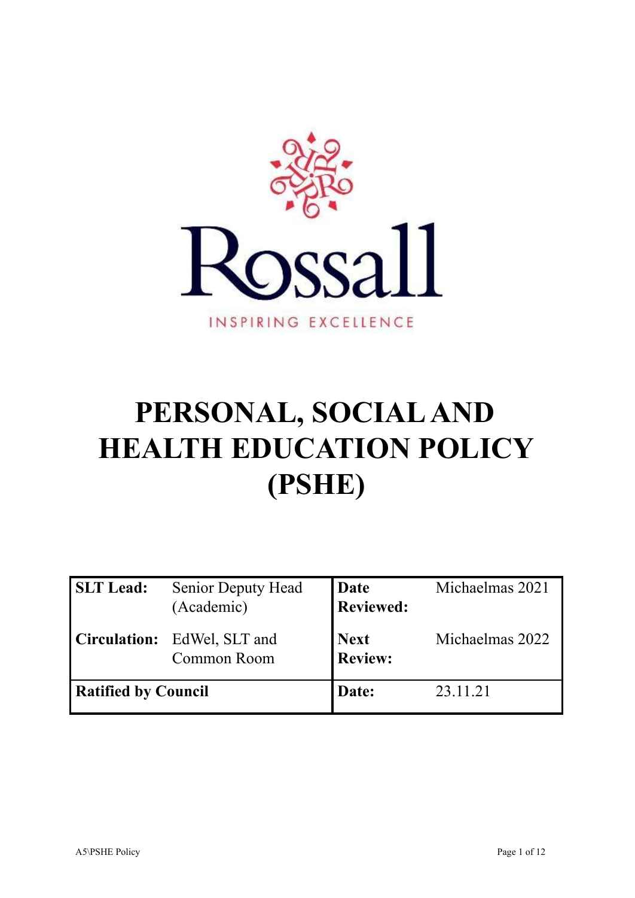Rossall

INSPIRING EXCELLENCE

# PERSONAL, SOCIAL AND HEALTH EDUCATION POLICY (PSHE)

| **SLT Lead:** | Senior Deputy Head (Academic) | **Date Reviewed:** | Michaelmas 2021 |
|---|---|---|---|
| **Circulation:** | EdWel, SLT and Common Room | **Next Review:** | Michaelmas 2022 |
| **Ratified by Council** | | **Date:** | 23.11.21 |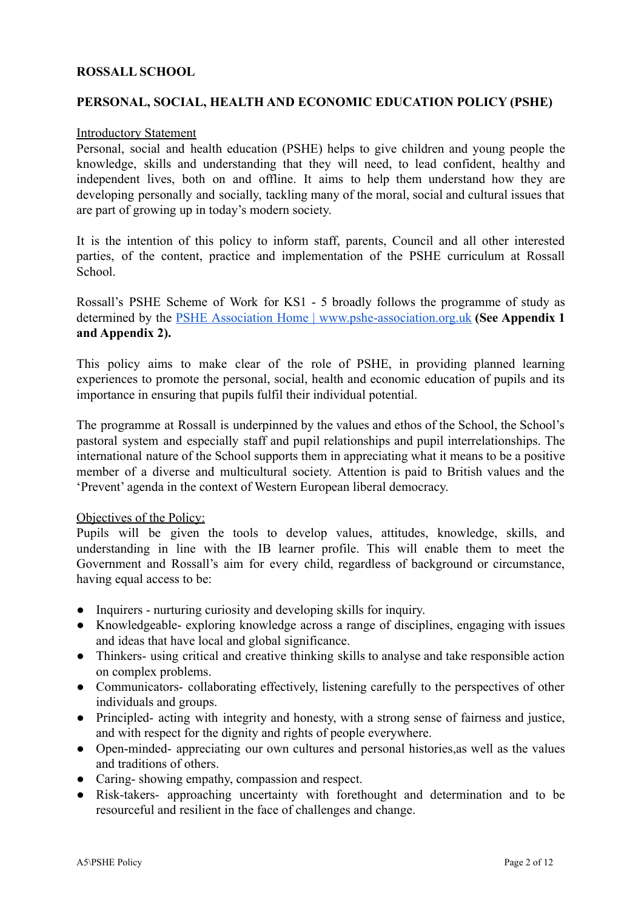**ROSSALL SCHOOL**

**PERSONAL, SOCIAL, HEALTH AND ECONOMIC EDUCATION POLICY (PSHE)**

Introductory Statement

Personal, social and health education (PSHE) helps to give children and young people the knowledge, skills and understanding that they will need, to lead confident, healthy and independent lives, both on and offline. It aims to help them understand how they are developing personally and socially, tackling many of the moral, social and cultural issues that are part of growing up in today's modern society.

It is the intention of this policy to inform staff, parents, Council and all other interested parties, of the content, practice and implementation of the PSHE curriculum at Rossall School.

Rossall's PSHE Scheme of Work for KS1 - 5 broadly follows the programme of study as determined by the [PSHE Association Home | www.pshe-association.org.uk](http://www.pshe-association.org.uk) **(See Appendix 1 and Appendix 2).**

This policy aims to make clear of the role of PSHE, in providing planned learning experiences to promote the personal, social, health and economic education of pupils and its importance in ensuring that pupils fulfil their individual potential.

The programme at Rossall is underpinned by the values and ethos of the School, the School's pastoral system and especially staff and pupil relationships and pupil interrelationships. The international nature of the School supports them in appreciating what it means to be a positive member of a diverse and multicultural society. Attention is paid to British values and the 'Prevent' agenda in the context of Western European liberal democracy.

Objectives of the Policy:

Pupils will be given the tools to develop values, attitudes, knowledge, skills, and understanding in line with the IB learner profile. This will enable them to meet the Government and Rossall's aim for every child, regardless of background or circumstance, having equal access to be:

- Inquirers - nurturing curiosity and developing skills for inquiry.
- Knowledgeable- exploring knowledge across a range of disciplines, engaging with issues and ideas that have local and global significance.
- Thinkers- using critical and creative thinking skills to analyse and take responsible action on complex problems.
- Communicators- collaborating effectively, listening carefully to the perspectives of other individuals and groups.
- Principled- acting with integrity and honesty, with a strong sense of fairness and justice, and with respect for the dignity and rights of people everywhere.
- Open-minded- appreciating our own cultures and personal histories,as well as the values and traditions of others.
- Caring- showing empathy, compassion and respect.
- Risk-takers- approaching uncertainty with forethought and determination and to be resourceful and resilient in the face of challenges and change.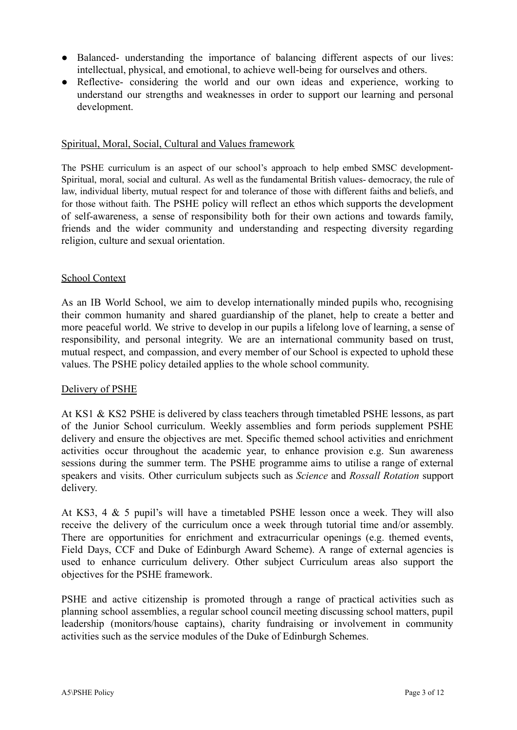- Balanced- understanding the importance of balancing different aspects of our lives: intellectual, physical, and emotional, to achieve well-being for ourselves and others.
- Reflective- considering the world and our own ideas and experience, working to understand our strengths and weaknesses in order to support our learning and personal development.

## Spiritual, Moral, Social, Cultural and Values framework

The PSHE curriculum is an aspect of our school's approach to help embed SMSC development- Spiritual, moral, social and cultural. As well as the fundamental British values- democracy, the rule of law, individual liberty, mutual respect for and tolerance of those with different faiths and beliefs, and for those without faith. The PSHE policy will reflect an ethos which supports the development of self-awareness, a sense of responsibility both for their own actions and towards family, friends and the wider community and understanding and respecting diversity regarding religion, culture and sexual orientation.

## School Context

As an IB World School, we aim to develop internationally minded pupils who, recognising their common humanity and shared guardianship of the planet, help to create a better and more peaceful world. We strive to develop in our pupils a lifelong love of learning, a sense of responsibility, and personal integrity. We are an international community based on trust, mutual respect, and compassion, and every member of our School is expected to uphold these values. The PSHE policy detailed applies to the whole school community.

## Delivery of PSHE

At KS1 & KS2 PSHE is delivered by class teachers through timetabled PSHE lessons, as part of the Junior School curriculum. Weekly assemblies and form periods supplement PSHE delivery and ensure the objectives are met. Specific themed school activities and enrichment activities occur throughout the academic year, to enhance provision e.g. Sun awareness sessions during the summer term. The PSHE programme aims to utilise a range of external speakers and visits. Other curriculum subjects such as *Science* and *Rossall Rotation* support delivery.

At KS3, 4 & 5 pupil's will have a timetabled PSHE lesson once a week. They will also receive the delivery of the curriculum once a week through tutorial time and/or assembly. There are opportunities for enrichment and extracurricular openings (e.g. themed events, Field Days, CCF and Duke of Edinburgh Award Scheme). A range of external agencies is used to enhance curriculum delivery. Other subject Curriculum areas also support the objectives for the PSHE framework.

PSHE and active citizenship is promoted through a range of practical activities such as planning school assemblies, a regular school council meeting discussing school matters, pupil leadership (monitors/house captains), charity fundraising or involvement in community activities such as the service modules of the Duke of Edinburgh Schemes.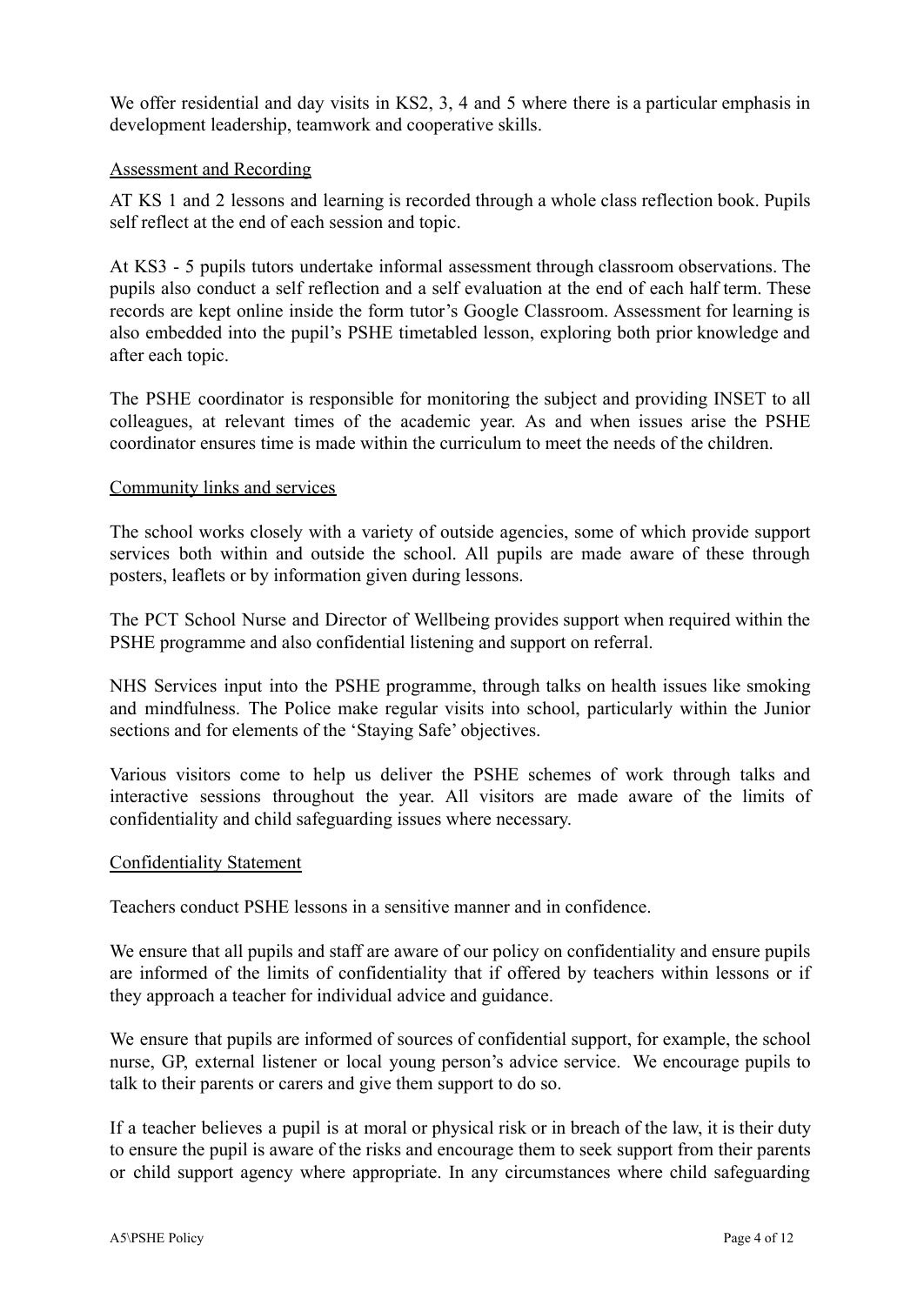We offer residential and day visits in KS2, 3, 4 and 5 where there is a particular emphasis in development leadership, teamwork and cooperative skills.

## Assessment and Recording

AT KS 1 and 2 lessons and learning is recorded through a whole class reflection book. Pupils self reflect at the end of each session and topic.

At KS3 - 5 pupils tutors undertake informal assessment through classroom observations. The pupils also conduct a self reflection and a self evaluation at the end of each half term. These records are kept online inside the form tutor's Google Classroom. Assessment for learning is also embedded into the pupil's PSHE timetabled lesson, exploring both prior knowledge and after each topic.

The PSHE coordinator is responsible for monitoring the subject and providing INSET to all colleagues, at relevant times of the academic year. As and when issues arise the PSHE coordinator ensures time is made within the curriculum to meet the needs of the children.

## Community links and services

The school works closely with a variety of outside agencies, some of which provide support services both within and outside the school. All pupils are made aware of these through posters, leaflets or by information given during lessons.

The PCT School Nurse and Director of Wellbeing provides support when required within the PSHE programme and also confidential listening and support on referral.

NHS Services input into the PSHE programme, through talks on health issues like smoking and mindfulness. The Police make regular visits into school, particularly within the Junior sections and for elements of the 'Staying Safe' objectives.

Various visitors come to help us deliver the PSHE schemes of work through talks and interactive sessions throughout the year. All visitors are made aware of the limits of confidentiality and child safeguarding issues where necessary.

## Confidentiality Statement

Teachers conduct PSHE lessons in a sensitive manner and in confidence.

We ensure that all pupils and staff are aware of our policy on confidentiality and ensure pupils are informed of the limits of confidentiality that if offered by teachers within lessons or if they approach a teacher for individual advice and guidance.

We ensure that pupils are informed of sources of confidential support, for example, the school nurse, GP, external listener or local young person's advice service. We encourage pupils to talk to their parents or carers and give them support to do so.

If a teacher believes a pupil is at moral or physical risk or in breach of the law, it is their duty to ensure the pupil is aware of the risks and encourage them to seek support from their parents or child support agency where appropriate. In any circumstances where child safeguarding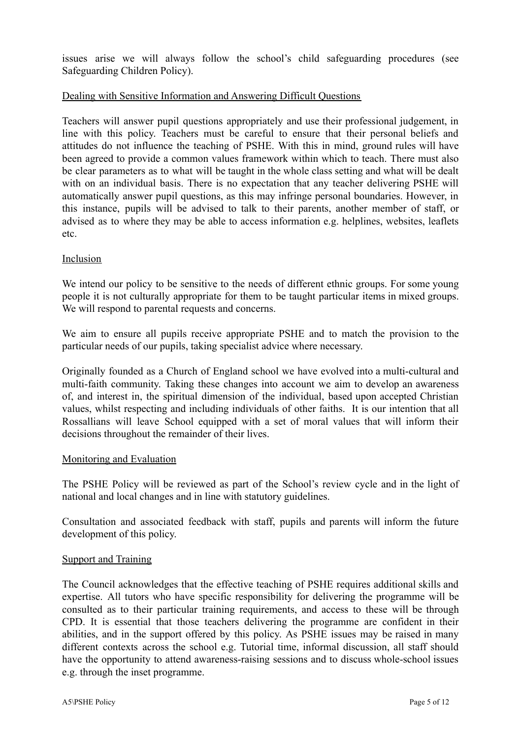issues arise we will always follow the school's child safeguarding procedures (see Safeguarding Children Policy).

## Dealing with Sensitive Information and Answering Difficult Questions

Teachers will answer pupil questions appropriately and use their professional judgement, in line with this policy. Teachers must be careful to ensure that their personal beliefs and attitudes do not influence the teaching of PSHE. With this in mind, ground rules will have been agreed to provide a common values framework within which to teach. There must also be clear parameters as to what will be taught in the whole class setting and what will be dealt with on an individual basis. There is no expectation that any teacher delivering PSHE will automatically answer pupil questions, as this may infringe personal boundaries. However, in this instance, pupils will be advised to talk to their parents, another member of staff, or advised as to where they may be able to access information e.g. helplines, websites, leaflets etc.

## Inclusion

We intend our policy to be sensitive to the needs of different ethnic groups. For some young people it is not culturally appropriate for them to be taught particular items in mixed groups. We will respond to parental requests and concerns.

We aim to ensure all pupils receive appropriate PSHE and to match the provision to the particular needs of our pupils, taking specialist advice where necessary.

Originally founded as a Church of England school we have evolved into a multi-cultural and multi-faith community. Taking these changes into account we aim to develop an awareness of, and interest in, the spiritual dimension of the individual, based upon accepted Christian values, whilst respecting and including individuals of other faiths. It is our intention that all Rossallians will leave School equipped with a set of moral values that will inform their decisions throughout the remainder of their lives.

## Monitoring and Evaluation

The PSHE Policy will be reviewed as part of the School's review cycle and in the light of national and local changes and in line with statutory guidelines.

Consultation and associated feedback with staff, pupils and parents will inform the future development of this policy.

## Support and Training

The Council acknowledges that the effective teaching of PSHE requires additional skills and expertise. All tutors who have specific responsibility for delivering the programme will be consulted as to their particular training requirements, and access to these will be through CPD. It is essential that those teachers delivering the programme are confident in their abilities, and in the support offered by this policy. As PSHE issues may be raised in many different contexts across the school e.g. Tutorial time, informal discussion, all staff should have the opportunity to attend awareness-raising sessions and to discuss whole-school issues e.g. through the inset programme.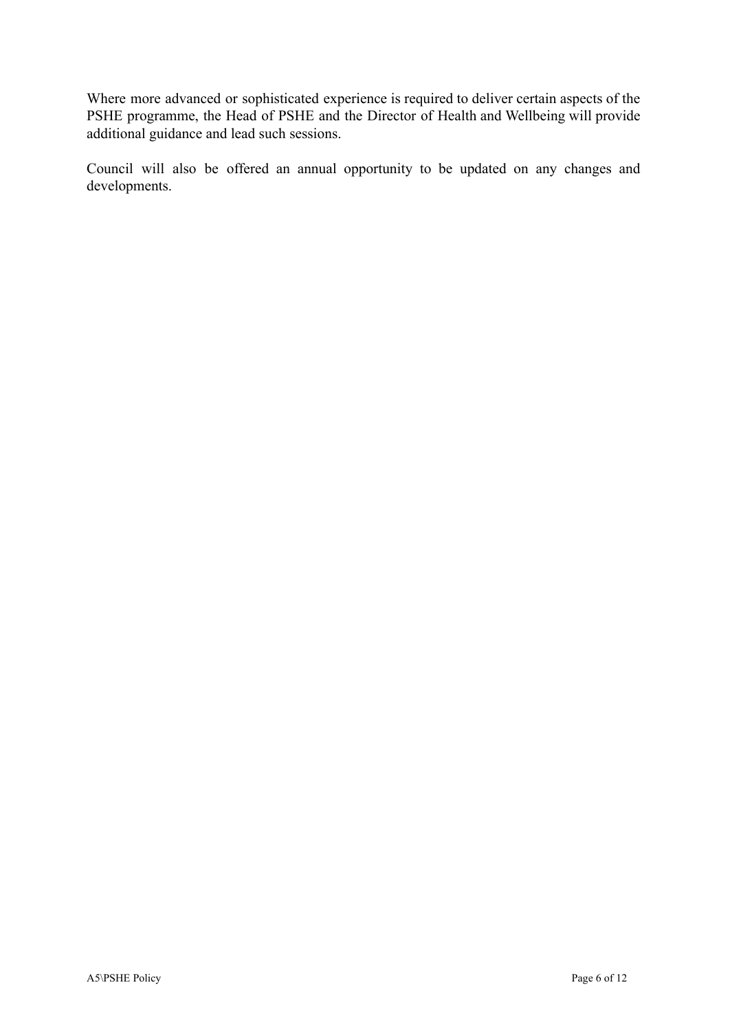Where more advanced or sophisticated experience is required to deliver certain aspects of the PSHE programme, the Head of PSHE and the Director of Health and Wellbeing will provide additional guidance and lead such sessions.

Council will also be offered an annual opportunity to be updated on any changes and developments.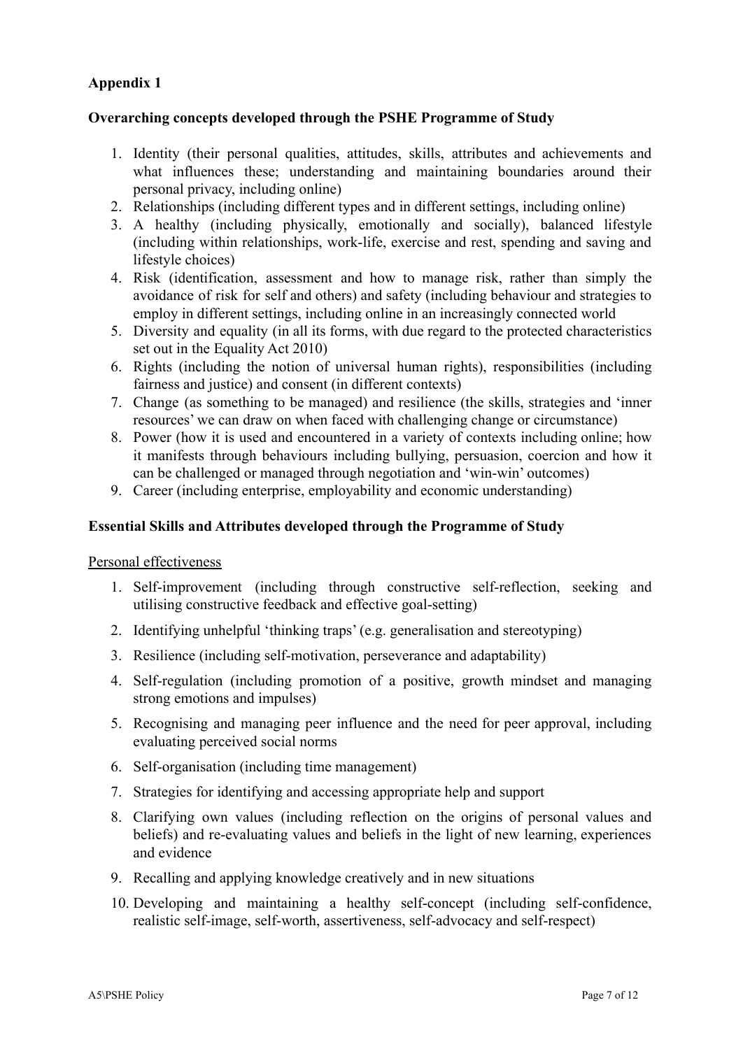## Appendix 1

### Overarching concepts developed through the PSHE Programme of Study

1. Identity (their personal qualities, attitudes, skills, attributes and achievements and what influences these; understanding and maintaining boundaries around their personal privacy, including online)
2. Relationships (including different types and in different settings, including online)
3. A healthy (including physically, emotionally and socially), balanced lifestyle (including within relationships, work-life, exercise and rest, spending and saving and lifestyle choices)
4. Risk (identification, assessment and how to manage risk, rather than simply the avoidance of risk for self and others) and safety (including behaviour and strategies to employ in different settings, including online in an increasingly connected world
5. Diversity and equality (in all its forms, with due regard to the protected characteristics set out in the Equality Act 2010)
6. Rights (including the notion of universal human rights), responsibilities (including fairness and justice) and consent (in different contexts)
7. Change (as something to be managed) and resilience (the skills, strategies and 'inner resources' we can draw on when faced with challenging change or circumstance)
8. Power (how it is used and encountered in a variety of contexts including online; how it manifests through behaviours including bullying, persuasion, coercion and how it can be challenged or managed through negotiation and 'win-win' outcomes)
9. Career (including enterprise, employability and economic understanding)

### Essential Skills and Attributes developed through the Programme of Study

<u>Personal effectiveness</u>

1. Self-improvement (including through constructive self-reflection, seeking and utilising constructive feedback and effective goal-setting)
2. Identifying unhelpful 'thinking traps' (e.g. generalisation and stereotyping)
3. Resilience (including self-motivation, perseverance and adaptability)
4. Self-regulation (including promotion of a positive, growth mindset and managing strong emotions and impulses)
5. Recognising and managing peer influence and the need for peer approval, including evaluating perceived social norms
6. Self-organisation (including time management)
7. Strategies for identifying and accessing appropriate help and support
8. Clarifying own values (including reflection on the origins of personal values and beliefs) and re-evaluating values and beliefs in the light of new learning, experiences and evidence
9. Recalling and applying knowledge creatively and in new situations
10. Developing and maintaining a healthy self-concept (including self-confidence, realistic self-image, self-worth, assertiveness, self-advocacy and self-respect)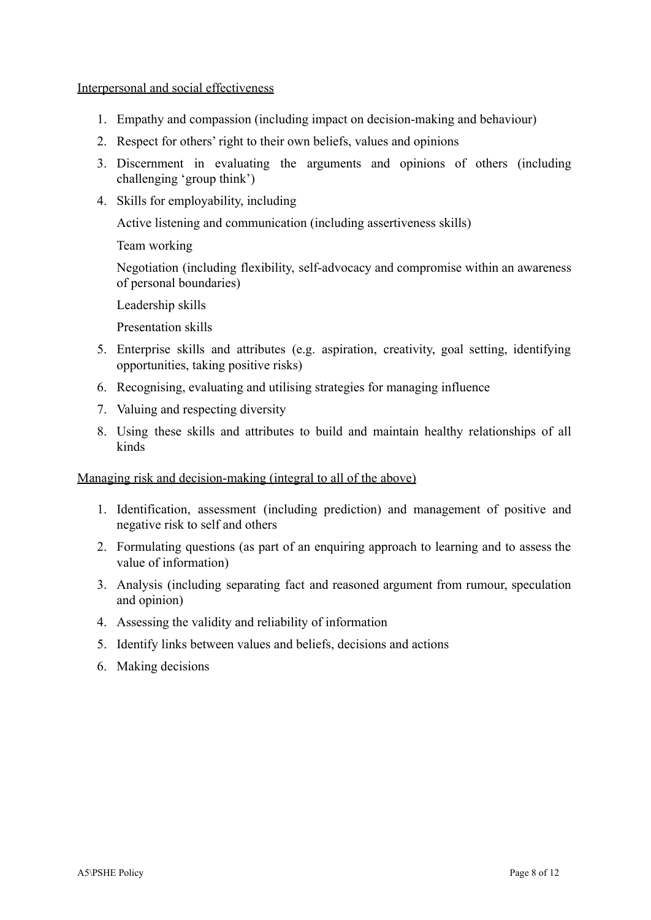Interpersonal and social effectiveness

1. Empathy and compassion (including impact on decision-making and behaviour)
2. Respect for others' right to their own beliefs, values and opinions
3. Discernment in evaluating the arguments and opinions of others (including challenging 'group think')
4. Skills for employability, including

   Active listening and communication (including assertiveness skills)

   Team working

   Negotiation (including flexibility, self-advocacy and compromise within an awareness of personal boundaries)

   Leadership skills

   Presentation skills
5. Enterprise skills and attributes (e.g. aspiration, creativity, goal setting, identifying opportunities, taking positive risks)
6. Recognising, evaluating and utilising strategies for managing influence
7. Valuing and respecting diversity
8. Using these skills and attributes to build and maintain healthy relationships of all kinds

Managing risk and decision-making (integral to all of the above)

1. Identification, assessment (including prediction) and management of positive and negative risk to self and others
2. Formulating questions (as part of an enquiring approach to learning and to assess the value of information)
3. Analysis (including separating fact and reasoned argument from rumour, speculation and opinion)
4. Assessing the validity and reliability of information
5. Identify links between values and beliefs, decisions and actions
6. Making decisions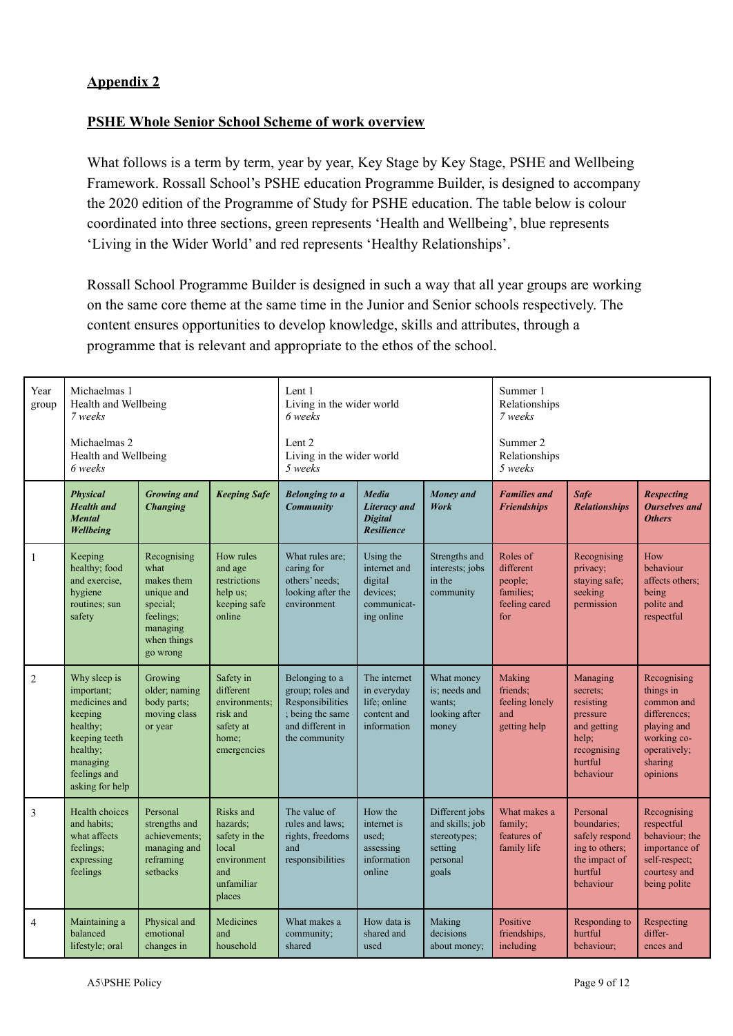**Appendix 2**

**PSHE Whole Senior School Scheme of work overview**

What follows is a term by term, year by year, Key Stage by Key Stage, PSHE and Wellbeing Framework. Rossall School's PSHE education Programme Builder, is designed to accompany the 2020 edition of the Programme of Study for PSHE education. The table below is colour coordinated into three sections, green represents 'Health and Wellbeing', blue represents 'Living in the Wider World' and red represents 'Healthy Relationships'.

Rossall School Programme Builder is designed in such a way that all year groups are working on the same core theme at the same time in the Junior and Senior schools respectively. The content ensures opportunities to develop knowledge, skills and attributes, through a programme that is relevant and appropriate to the ethos of the school.

| Year group | Michaelmas 1 Health and Wellbeing *7 weeks* Michaelmas 2 Health and Wellbeing *6 weeks* | | | Lent 1 Living in the wider world *6 weeks* Lent 2 Living in the wider world *5 weeks* | | | Summer 1 Relationships *7 weeks* Summer 2 Relationships *5 weeks* | | |
|---|---|---|---|---|---|---|---|---|---|
| | ***Physical Health and Mental Wellbeing*** | ***Growing and Changing*** | ***Keeping Safe*** | ***Belonging to a Community*** | ***Media Literacy and Digital Resilience*** | ***Money and Work*** | ***Families and Friendships*** | ***Safe Relationships*** | ***Respecting Ourselves and Others*** |
| 1 | Keeping healthy; food and exercise, hygiene routines; sun safety | Recognising what makes them unique and special; feelings; managing when things go wrong | How rules and age restrictions help us; keeping safe online | What rules are; caring for others' needs; looking after the environment | Using the internet and digital devices; communicating online | Strengths and interests; jobs in the community | Roles of different people; families; feeling cared for | Recognising privacy; staying safe; seeking permission | How behaviour affects others; being polite and respectful |
| 2 | Why sleep is important; medicines and keeping healthy; keeping teeth healthy; managing feelings and asking for help | Growing older; naming body parts; moving class or year | Safety in different environments; risk and safety at home; emergencies | Belonging to a group; roles and Responsibilities ; being the same and different in the community | The internet in everyday life; online content and information | What money is; needs and wants; looking after money | Making friends; feeling lonely and getting help | Managing secrets; resisting pressure and getting help; recognising hurtful behaviour | Recognising things in common and differences; playing and working co-operatively; sharing opinions |
| 3 | Health choices and habits; what affects feelings; expressing feelings | Personal strengths and achievements; managing and reframing setbacks | Risks and hazards; safety in the local environment and unfamiliar places | The value of rules and laws; rights, freedoms and responsibilities | How the internet is used; assessing information online | Different jobs and skills; job stereotypes; setting personal goals | What makes a family; features of family life | Personal boundaries; safely responding to others; the impact of hurtful behaviour | Recognising respectful behaviour; the importance of self-respect; courtesy and being polite |
| 4 | Maintaining a balanced lifestyle; oral | Physical and emotional changes in | Medicines and household | What makes a community; shared | How data is shared and used | Making decisions about money; | Positive friendships, including | Responding to hurtful behaviour; | Respecting differences and |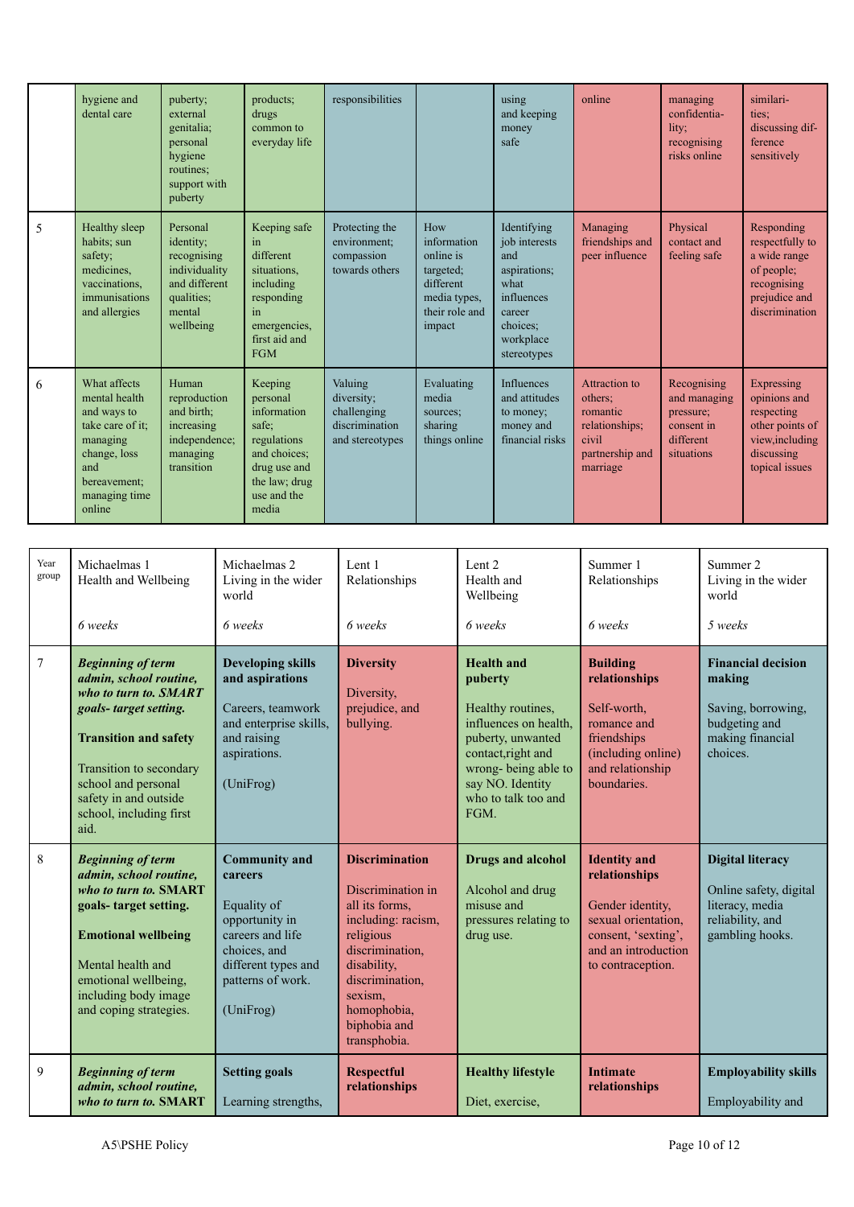| | | | | | | | | | |
|---|---|---|---|---|---|---|---|---|---|
| | hygiene and dental care | puberty; external genitalia; personal hygiene routines; support with puberty | products; drugs common to everyday life | responsibilities | | using and keeping money safe | online | managing confidentia-lity; recognising risks online | similari-ties; discussing dif-ference sensitively |
| 5 | Healthy sleep habits; sun safety; medicines, vaccinations, immunisations and allergies | Personal identity; recognising individuality and different qualities; mental wellbeing | Keeping safe in different situations, including responding in emergencies, first aid and FGM | Protecting the environment; compassion towards others | How information online is targeted; different media types, their role and impact | Identifying job interests and aspirations; what influences career choices; workplace stereotypes | Managing friendships and peer influence | Physical contact and feeling safe | Responding respectfully to a wide range of people; recognising prejudice and discrimination |
| 6 | What affects mental health and ways to take care of it; managing change, loss and bereavement; managing time online | Human reproduction and birth; increasing independence; managing transition | Keeping personal information safe; regulations and choices; drug use and the law; drug use and the media | Valuing diversity; challenging discrimination and stereotypes | Evaluating media sources; sharing things online | Influences and attitudes to money; money and financial risks | Attraction to others; romantic relationships; civil partnership and marriage | Recognising and managing pressure; consent in different situations | Expressing opinions and respecting other points of view,including discussing topical issues |

| Year group | Michaelmas 1<br>Health and Wellbeing<br><br>*6 weeks* | Michaelmas 2<br>Living in the wider world<br><br>*6 weeks* | Lent 1<br>Relationships<br><br>*6 weeks* | Lent 2<br>Health and Wellbeing<br><br>*6 weeks* | Summer 1<br>Relationships<br><br>*6 weeks* | Summer 2<br>Living in the wider world<br><br>*5 weeks* |
|---|---|---|---|---|---|---|
| 7 | ***Beginning of term admin, school routine, who to turn to. SMART goals- target setting.***<br><br>**Transition and safety**<br><br>Transition to secondary school and personal safety in and outside school, including first aid. | **Developing skills and aspirations**<br><br>Careers, teamwork and enterprise skills, and raising aspirations.<br><br>(UniFrog) | **Diversity**<br><br>Diversity, prejudice, and bullying. | **Health and puberty**<br><br>Healthy routines, influences on health, puberty, unwanted contact,right and wrong- being able to say NO. Identity who to talk too and FGM. | **Building relationships**<br><br>Self-worth, romance and friendships (including online) and relationship boundaries. | **Financial decision making**<br><br>Saving, borrowing, budgeting and making financial choices. |
| 8 | ***Beginning of term admin, school routine, who to turn to.* SMART goals- target setting.**<br><br>**Emotional wellbeing**<br><br>Mental health and emotional wellbeing, including body image and coping strategies. | **Community and careers**<br><br>Equality of opportunity in careers and life choices, and different types and patterns of work.<br><br>(UniFrog) | **Discrimination**<br><br>Discrimination in all its forms, including: racism, religious discrimination, disability, discrimination, sexism, homophobia, biphobia and transphobia. | **Drugs and alcohol**<br><br>Alcohol and drug misuse and pressures relating to drug use. | **Identity and relationships**<br><br>Gender identity, sexual orientation, consent, 'sexting', and an introduction to contraception. | **Digital literacy**<br><br>Online safety, digital literacy, media reliability, and gambling hooks. |
| 9 | ***Beginning of term admin, school routine, who to turn to.* SMART** | **Setting goals**<br><br>Learning strengths, | **Respectful relationships** | **Healthy lifestyle**<br><br>Diet, exercise, | **Intimate relationships** | **Employability skills**<br><br>Employability and |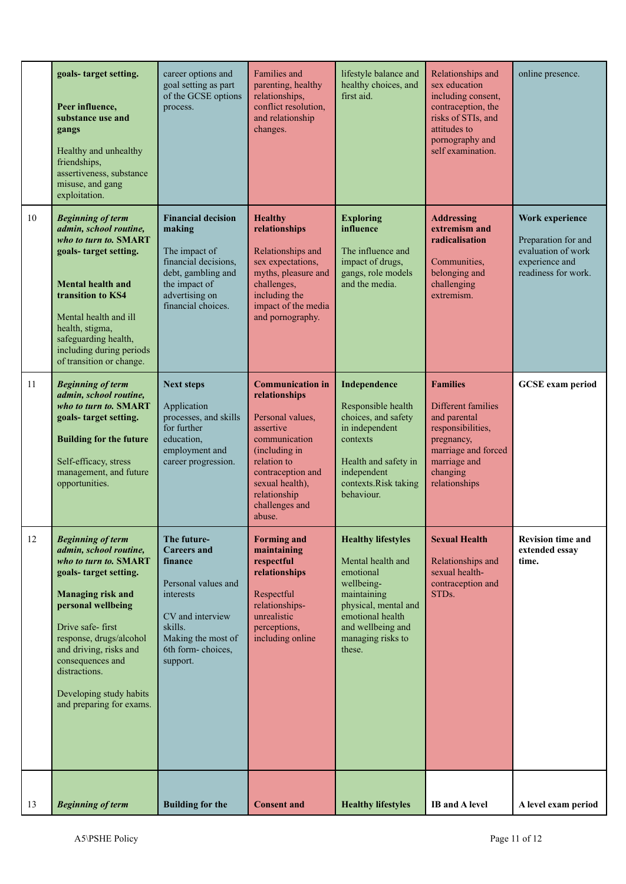| | | | | | | |
|---|---|---|---|---|---|---|
| | **goals- target setting.** <br><br> **Peer influence, substance use and gangs** <br><br> Healthy and unhealthy friendships, assertiveness, substance misuse, and gang exploitation. | career options and goal setting as part of the GCSE options process. | Families and parenting, healthy relationships, conflict resolution, and relationship changes. | lifestyle balance and healthy choices, and first aid. | Relationships and sex education including consent, contraception, the risks of STIs, and attitudes to pornography and self examination. | online presence. |
| 10 | ***Beginning of term admin, school routine, who to turn to.* SMART goals- target setting.** <br><br> **Mental health and transition to KS4** <br><br> Mental health and ill health, stigma, safeguarding health, including during periods of transition or change. | **Financial decision making** <br><br> The impact of financial decisions, debt, gambling and the impact of advertising on financial choices. | **Healthy relationships** <br><br> Relationships and sex expectations, myths, pleasure and challenges, including the impact of the media and pornography. | **Exploring influence** <br><br> The influence and impact of drugs, gangs, role models and the media. | **Addressing extremism and radicalisation** <br><br> Communities, belonging and challenging extremism. | **Work experience** <br><br> Preparation for and evaluation of work experience and readiness for work. |
| 11 | ***Beginning of term admin, school routine, who to turn to.* SMART goals- target setting.** <br><br> **Building for the future** <br><br> Self-efficacy, stress management, and future opportunities. | **Next steps** <br><br> Application processes, and skills for further education, employment and career progression. | **Communication in relationships** <br><br> Personal values, assertive communication (including in relation to contraception and sexual health), relationship challenges and abuse. | **Independence** <br><br> Responsible health choices, and safety in independent contexts <br><br> Health and safety in independent contexts.Risk taking behaviour. | **Families** <br><br> Different families and parental responsibilities, pregnancy, marriage and forced marriage and changing relationships | **GCSE exam period** |
| 12 | ***Beginning of term admin, school routine, who to turn to.* SMART goals- target setting.** <br><br> **Managing risk and personal wellbeing** <br><br> Drive safe- first response, drugs/alcohol and driving, risks and consequences and distractions. <br><br> Developing study habits and preparing for exams. | **The future- Careers and finance** <br><br> Personal values and interests <br><br> CV and interview skills. Making the most of 6th form- choices, support. | **Forming and maintaining respectful relationships** <br><br> Respectful relationships- unrealistic perceptions, including online | **Healthy lifestyles** <br><br> Mental health and emotional wellbeing- maintaining physical, mental and emotional health and wellbeing and managing risks to these. | **Sexual Health** <br><br> Relationships and sexual health- contraception and STDs. | **Revision time and extended essay time.** |
| 13 | ***Beginning of term*** | **Building for the** | **Consent and** | **Healthy lifestyles** | **IB and A level** | **A level exam period** |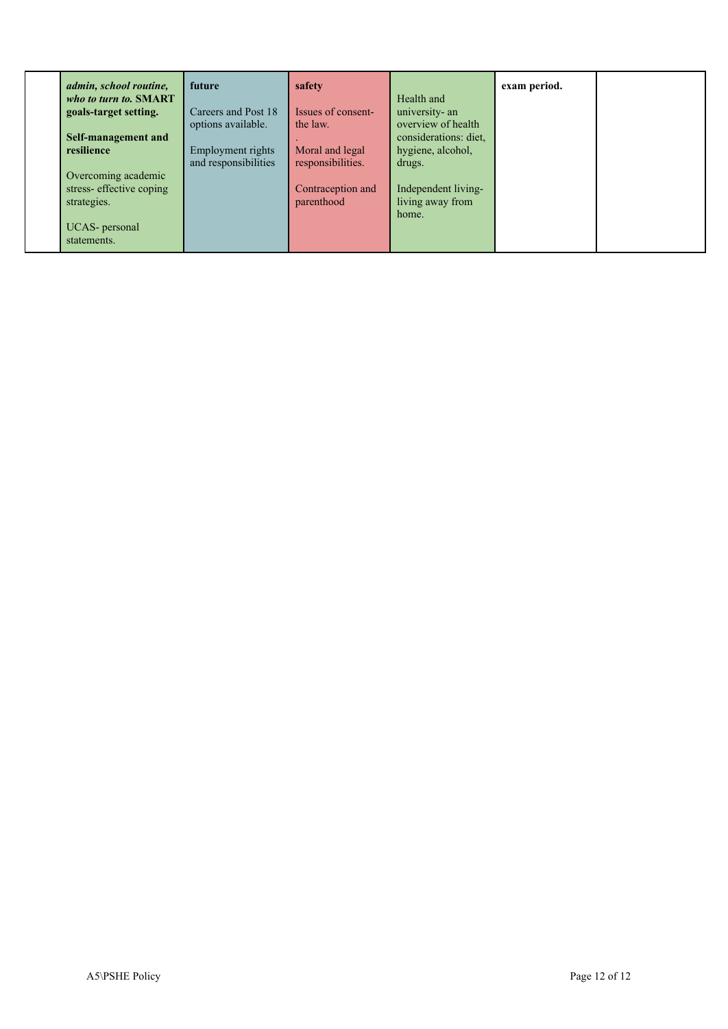| | | | | | | |
|---|---|---|---|---|---|---|
| | ***admin, school routine, who to turn to.*** **SMART goals-target setting.**<br><br>**Self-management and resilience**<br><br>Overcoming academic stress- effective coping strategies.<br><br>UCAS- personal statements. | **future**<br><br>Careers and Post 18 options available.<br><br>Employment rights and responsibilities | **safety**<br><br>Issues of consent- the law.<br><br>.<br>Moral and legal responsibilities.<br><br>Contraception and parenthood | Health and university- an overview of health considerations: diet, hygiene, alcohol, drugs.<br><br>Independent living- living away from home. | **exam period.** | |